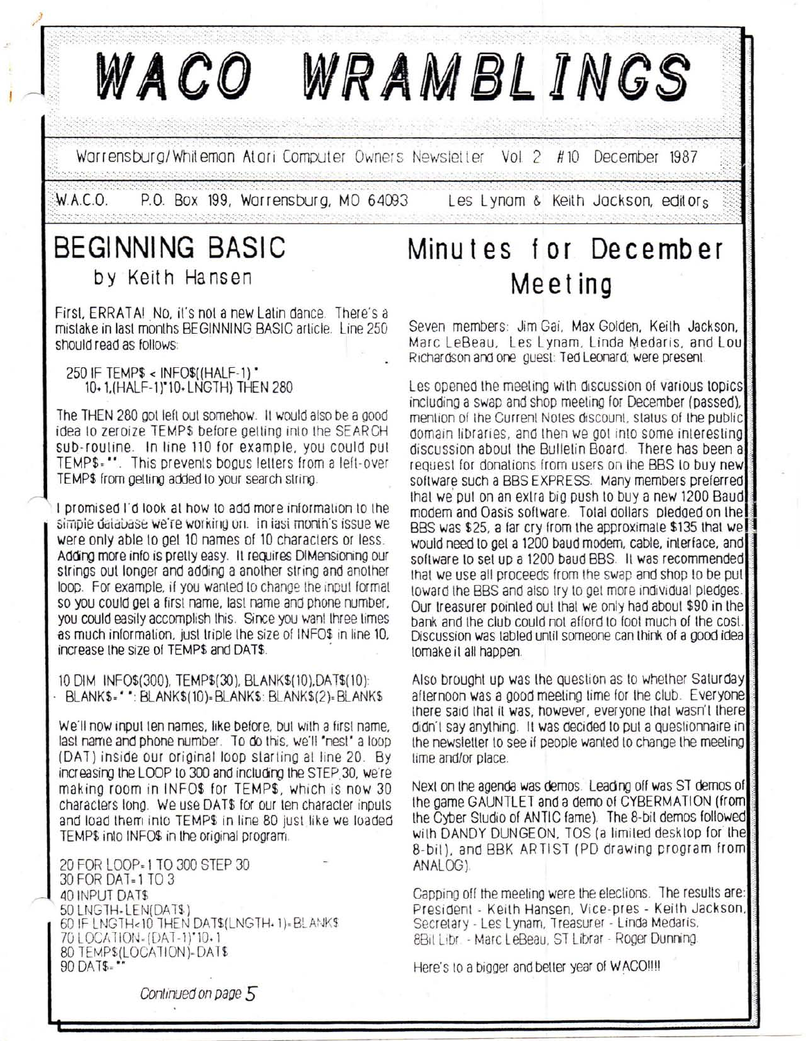# WACO WRAMBLINGS

Warrensburg/Whiteman Atari Computer Owners Newsletter Vol 2 #10 December 1987

W.A.C.O. P.O. Box 199, Warrensburg, MO 64093 Les Lynam & Keith Jackson, editors

## BEGINNING BASIC

### by Keith Hansen

First, ERRATA! No, it's not a new Latin dance. There's a mistake in last months BEGINNING BASIC article. Line 250 should read as follows:

```
250 IF TEMP$ < INFO$((HALF-1)*
  10+1,(HALF-1)*10+LNGTH) THEN 280
```

The THEN 280 got left out somehow. It would also be a good idea to zeroize TEMP$ before getting into the SEARCH sub-routine. In line 110 for example, you could put TEMP$="". This prevents bogus letters from a left-over TEMP$ from getting added to your search string.

I promised I'd look at how to add more information to the simple database we're working on. In last month's issue we were only able to get 10 names of 10 characters or less. Adding more info is pretty easy. It requires DIMensioning our strings out longer and adding a another string and another loop. For example, if you wanted to change the input format so you could get a first name, last name and phone number, you could easily accomplish this. Since you want three times as much information, just triple the size of INFO$ in line 10, increase the size of TEMP$ and DAT$.

```
10 DIM INFO$(300),TEMP$(30),BLANK$(10),DAT$(10):
 BLANK$=" ":BLANK$(10)=BLANK$:BLANK$(2)=BLANK$
```

We'll now input ten names, like before, but with a first name, last name and phone number. To do this, we'll "nest" a loop (DAT) inside our original loop starting at line 20. By increasing the LOOP to 300 and including the STEP 30, we're making room in INFO$ for TEMP$, which is now 30 characters long. We use DAT$ for our ten character inputs and load them into TEMP$ in line 80 just like we loaded TEMP$ into INFO$ in the original program.

```
20 FOR LOOP=1 TO 300 STEP 30
30 FOR DAT=1 TO 3
40 INPUT DAT$
50 LNGTH=LEN(DAT$)
60 IF LNGTH<10 THEN DAT$(LNGTH+1)=BLANK$
70 LOCATION=(DAT-1)*10+1
80 TEMP$(LOCATION)=DAT$
90 DAT$=""
```

*Continued on page 5*

## Minutes for December Meeting

Seven members: Jim Gai, Max Golden, Keith Jackson, Marc LeBeau, Les Lynam, Linda Medaris, and Lou Richardson and one guest: Ted Leonard; were present.

Les opened the meeting with discussion of various topics including a swap and shop meeting for December (passed), mention of the Current Notes discount, status of the public domain libraries, and then we got into some interesting discussion about the Bulletin Board. There has been a request for donations from users on the BBS to buy new software such a BBS EXPRESS. Many members preferred that we put on an extra big push to buy a new 1200 Baud modem and Oasis software. Total dollars pledged on the BBS was $25, a far cry from the approximate $135 that we would need to get a 1200 baud modem, cable, interface, and software to set up a 1200 baud BBS. It was recommended that we use all proceeds from the swap and shop to be put toward the BBS and also try to get more individual pledges. Our treasurer pointed out that we only had about $90 in the bank and the club could not afford to foot much of the cost. Discussion was tabled until someone can think of a good idea to make it all happen.

Also brought up was the question as to whether Saturday afternoon was a good meeting time for the club. Everyone there said that it was, however, everyone that wasn't there didn't say anything. It was decided to put a questionnaire in the newsletter to see if people wanted to change the meeting time and/or place.

Next on the agenda was demos. Leading off was ST demos of the game GAUNTLET and a demo of CYBERMATION (from the Cyber Studio of ANTIC fame). The 8-bit demos followed with DANDY DUNGEON, TOS (a limited desktop for the 8-bit), and BBK ARTIST (PD drawing program from ANALOG).

Capping off the meeting were the elections. The results are: President - Keith Hansen, Vice-pres - Keith Jackson, Secretary - Les Lynam, Treasurer - Linda Medaris, 8Bit Libr. - Marc LeBeau, ST Librar - Roger Dunning.

Here's to a bigger and better year of WACO!!!!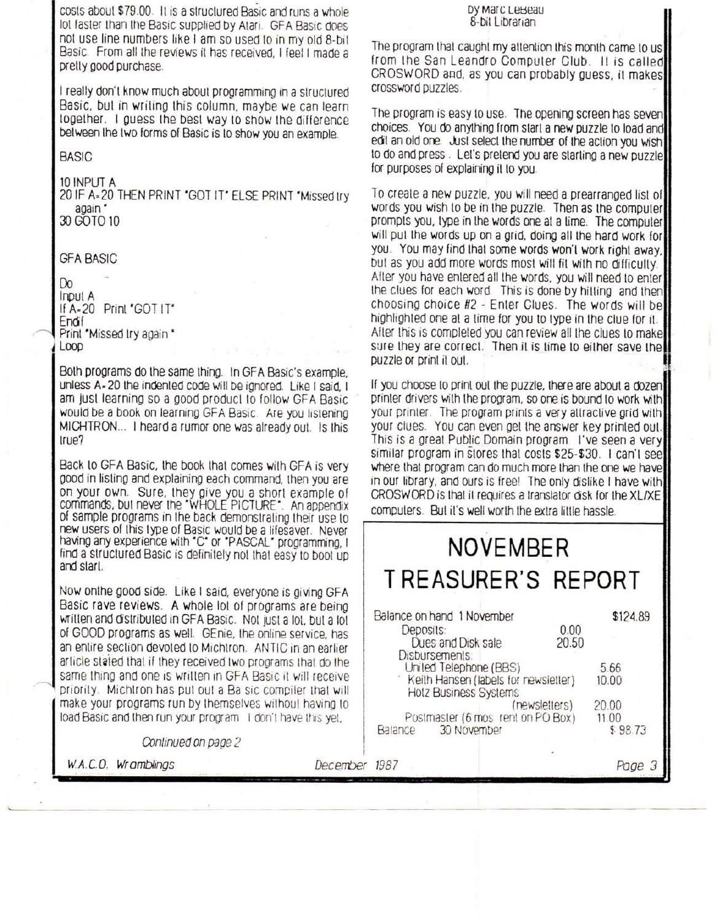costs about $79.00. It is a structured Basic and runs a whole lot faster than the Basic supplied by Atari. GFA Basic does not use line numbers like I am so used to in my old 8-bit Basic. From all the reviews it has received, I feel I made a pretty good purchase.

I really don't know much about programming in a structured Basic, but in writing this column, maybe we can learn together. I guess the best way to show the difference between the two forms of Basic is to show you an example.

BASIC

```
10 INPUT A
20 IF A=20 THEN PRINT "GOT IT" ELSE PRINT "Missed try again"
30 GOTO 10
```

GFA BASIC

```
Do
Input A
If A=20  Print "GOT IT"
Endif
Print "Missed try again"
Loop
```

Both programs do the same thing. In GFA Basic's example, unless A=20 the indented code will be ignored. Like I said, I am just learning so a good product to follow GFA Basic would be a book on learning GFA Basic. Are you listening MICHTRON... I heard a rumor one was already out. Is this true?

Back to GFA Basic, the book that comes with GFA is very good in listing and explaining each command, then you are on your own. Sure, they give you a short example of commands, but never the "WHOLE PICTURE". An appendix of sample programs in the back demonstrating their use to new users of this type of Basic would be a lifesaver. Never having any experience with "C" or "PASCAL" programming, I find a structured Basic is definitely not that easy to boot up and start.

Now onthe good side. Like I said, everyone is giving GFA Basic rave reviews. A whole lot of programs are being written and distributed in GFA Basic. Not just a lot, but a lot of GOOD programs as well. GEnie, the online service, has an entire section devoted to Michtron. ANTIC in an earlier article stated that if they received two programs that do the same thing and one is written in GFA Basic it will receive priority. Michtron has put out a Basic compiler that will make your programs run by themselves without having to load Basic and then run your program. I don't have this yet,

*Continued on page 2*

by Marc LeBeau
8-bit Librarian

The program that caught my attention this month came to us from the San Leandro Computer Club. It is called CROSWORD and, as you can probably guess, it makes crossword puzzles.

The program is easy to use. The opening screen has seven choices. You do anything from start a new puzzle to load and edit an old one. Just select the number of the action you wish to do and press . Let's pretend you are starting a new puzzle for purposes of explaining it to you.

To create a new puzzle, you will need a prearranged list of words you wish to be in the puzzle. Then as the computer prompts you, type in the words one at a time. The computer will put the words up on a grid, doing all the hard work for you. You may find that some words won't work right away, but as you add more words most will fit with no difficulty. After you have entered all the words, you will need to enter the clues for each word. This is done by hitting and then choosing choice #2 - Enter Clues. The words will be highlighted one at a time for you to type in the clue for it. After this is completed you can review all the clues to make sure they are correct. Then it is time to either save the puzzle or print it out.

If you choose to print out the puzzle, there are about a dozen printer drivers with the program, so one is bound to work with your printer. The program prints a very attractive grid with your clues. You can even get the answer key printed out. This is a great Public Domain program. I've seen a very similar program in stores that costs $25-$30. I can't see where that program can do much more than the one we have in our library, and ours is free! The only dislike I have with CROSWORD is that it requires a translator disk for the XL/XE computers. But it's well worth the extra little hassle.

# NOVEMBER TREASURER'S REPORT

| | | |
|---|---|---|
| Balance on hand 1 November | | $124.89 |
| Deposits: | 0.00 | |
| Dues and Disk sale | 20.50 | |
| Disbursements: | | |
| United Telephone (BBS) | | 5.66 |
| Keith Hansen (labels for newsletter) | | 10.00 |
| Holz Business Systems (newsletters) | | 20.00 |
| Postmaster (6 mos. rent on PO Box) | | 11.00 |
| Balance 30 November | | $ 98.73 |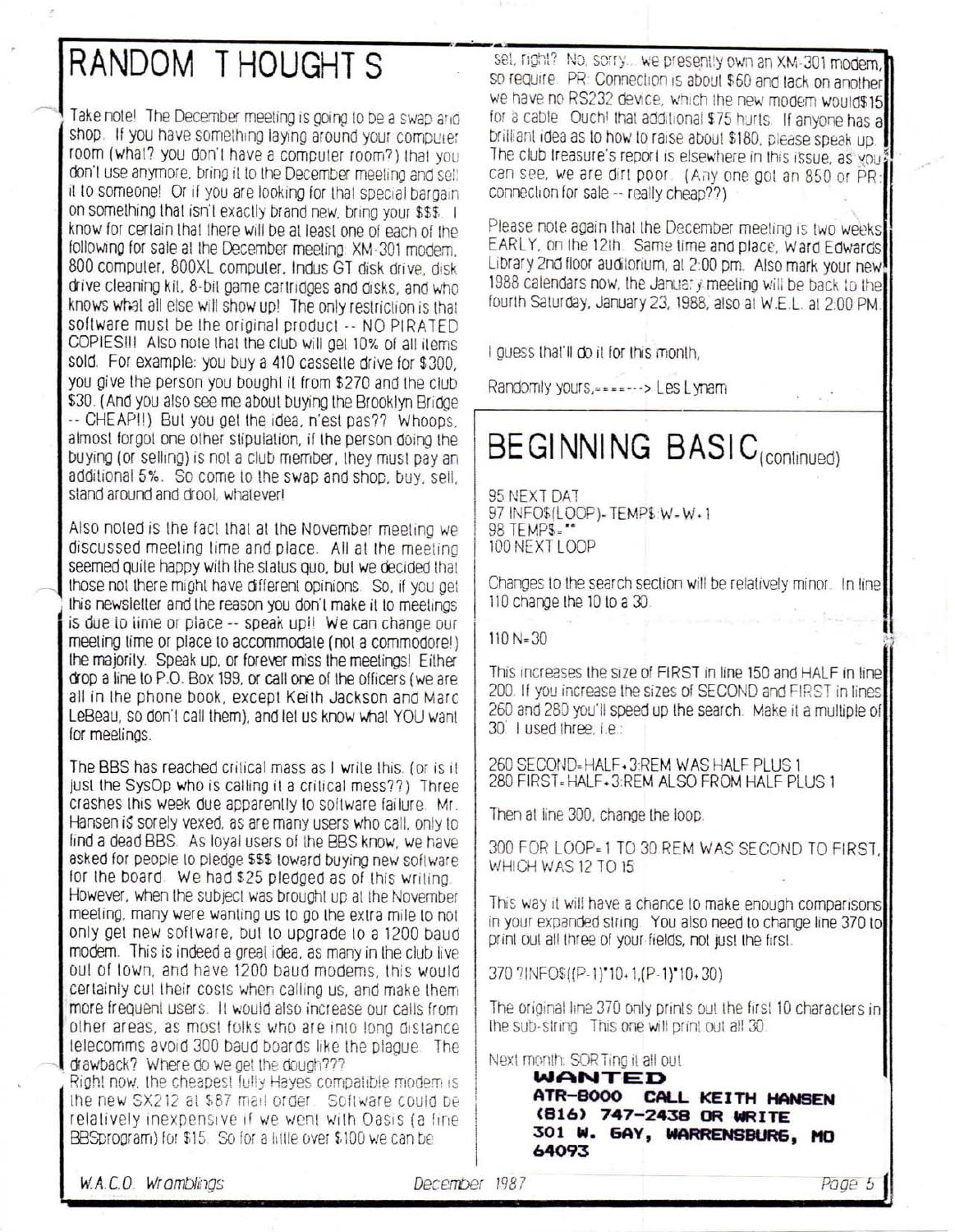# RANDOM THOUGHTS

Take note! The December meeting is going to be a swap and shop. If you have something laying around your computer room (what? you don't have a computer room?) that you don't use anymore, bring it to the December meeting and sell it to someone! Or if you are looking for that special bargain on something that isn't exactly brand new, bring your $$$. I know for certain that there will be at least one of each of the following for sale at the December meeting: XM-301 modem, 800 computer, 800XL computer, Indus GT disk drive, disk drive cleaning kit, 8-bit game cartridges and disks, and who knows what all else will show up! The only restriction is that software must be the original product -- NO PIRATED COPIES!!! Also note that the club will get 10% of all items sold. For example: you buy a 410 cassette drive for $300, you give the person you bought it from $270 and the club $30. (And you also see me about buying the Brooklyn Bridge -- CHEAP!!) But you get the idea, n'est pas?? Whoops, almost forgot one other stipulation, if the person doing the buying (or selling) is not a club member, they must pay an additional 5%. So come to the swap and shop, buy, sell, stand around and drool, whatever!

Also noted is the fact that at the November meeting we discussed meeting time and place. All at the meeting seemed quite happy with the status quo, but we decided that those not there might have different opinions. So, if you get this newsletter and the reason you don't make it to meetings is due to time or place -- speak up!! We can change our meeting time or place to accommodate (not a commodore!) the majority. Speak up, or forever miss the meetings! Either drop a line to P.O. Box 199, or call one of the officers (we are all in the phone book, except Keith Jackson and Marc LeBeau, so don't call them), and let us know what YOU want for meetings.

The BBS has reached critical mass as I write this. (or is it just the SysOp who is calling it a critical mess??) Three crashes this week due apparently to software failure. Mr. Hansen is sorely vexed, as are many users who call, only to find a dead BBS. As loyal users of the BBS know, we have asked for people to pledge $$$ toward buying new software for the board. We had $25 pledged as of this writing. However, when the subject was brought up at the November meeting, many were wanting us to go the extra mile to not only get new software, but to upgrade to a 1200 baud modem. This is indeed a great idea, as many in the club live out of town, and have 1200 baud modems, this would certainly cut their costs when calling us, and make them more frequent users. It would also increase our calls from other areas, as most folks who are into long distance telecomms avoid 300 baud boards like the plague. The drawback? Where do we get the dough???

Right now, the cheapest fully Hayes compatible modem is the new SX212 at $87 mail order. Software could be relatively inexpensive if we went with Oasis (a fine BBSprogram) for $15. So for a little over $100 we can be set, right? No, sorry... we presently own an XM-301 modem, so require PR: Connection is about $60 and tack on another we have no RS232 device, which the new modem would$15 for a cable. Ouch! that additional $75 hurts. If anyone has a brilliant idea as to how to raise about $180, please speak up. The club treasure's report is elsewhere in this issue, as you can see, we are dirt poor. (Any one got an 850 or PR: connection for sale -- really cheap??)

Please note again that the December meeting is two weeks EARLY, on the 12th. Same time and place, Ward Edwards Library 2nd floor auditorium, at 2:00 pm. Also mark your new 1988 calendars now, the January meeting will be back to the fourth Saturday, January 23, 1988, also at W.E.L. at 2:00 PM.

I guess that'll do it for this month,

Randomly yours,======> Les Lynam

# BEGINNING BASIC(continued)

```
95 NEXT DAT
97 INFO$(LOOP)-TEMP$:W-W+1
98 TEMP$=""
100 NEXT LOOP
```

Changes to the search section will be relatively minor. In line 110 change the 10 to a 30.

```
110 N=30
```

This increases the size of FIRST in line 150 and HALF in line 200. If you increase the sizes of SECOND and FIRST in lines 260 and 280 you'll speed up the search. Make it a multiple of 30. I used three, i.e.:

```
260 SECOND=HALF+3:REM WAS HALF PLUS 1
280 FIRST=HALF+3:REM ALSO FROM HALF PLUS 1
```

Then at line 300, change the loop.

```
300 FOR LOOP=1 TO 30:REM WAS SECOND TO FIRST, WHICH WAS 12 TO 15
```

This way it will have a chance to make enough comparisons in your expanded string. You also need to change line 370 to print out all three of your fields, not just the first.

```
370 ?INFO$((P-1)*10+1,(P-1)*10+30)
```

The original line 370 only prints out the first 10 characters in the sub-string. This one will print out all 30.

Next month: SORTing it all out

**WANTED**
**ATR-8000 CALL KEITH HANSEN**
**(816) 747-2438 OR WRITE**
**301 W. GAY, WARRENSBURG, MO**
**64093**